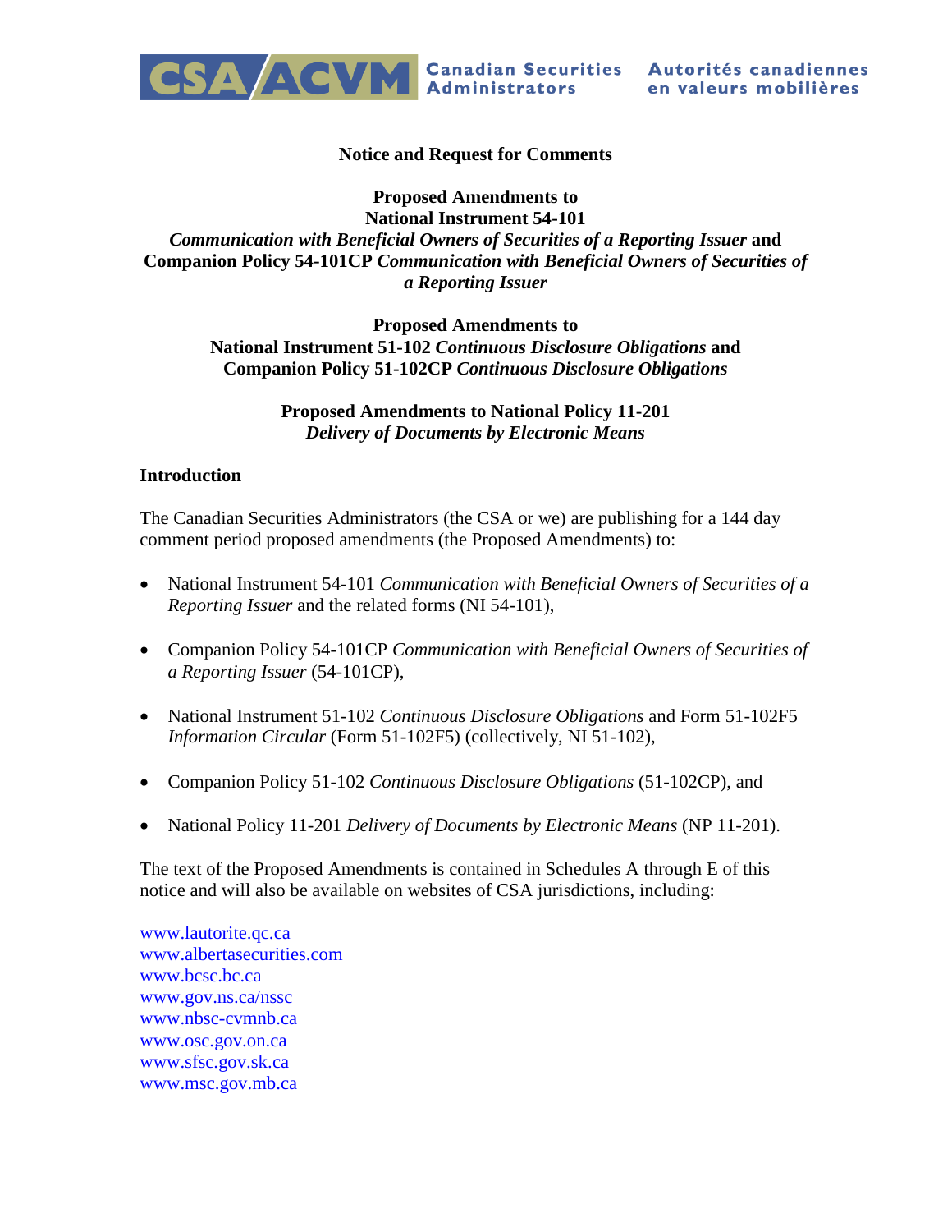CSA/ACVM Canadian Securities Administrators — Autorités canadiennes en valeurs mobilières

**Notice and Request for Comments**

**Proposed Amendments to**
**National Instrument 54-101**
***Communication with Beneficial Owners of Securities of a Reporting Issuer* and Companion Policy 54-101CP *Communication with Beneficial Owners of Securities of a Reporting Issuer***

**Proposed Amendments to**
**National Instrument 51-102 *Continuous Disclosure Obligations* and Companion Policy 51-102CP *Continuous Disclosure Obligations***

**Proposed Amendments to National Policy 11-201**
***Delivery of Documents by Electronic Means***

## Introduction

The Canadian Securities Administrators (the CSA or we) are publishing for a 144 day comment period proposed amendments (the Proposed Amendments) to:

- National Instrument 54-101 *Communication with Beneficial Owners of Securities of a Reporting Issuer* and the related forms (NI 54-101),
- Companion Policy 54-101CP *Communication with Beneficial Owners of Securities of a Reporting Issuer* (54-101CP),
- National Instrument 51-102 *Continuous Disclosure Obligations* and Form 51-102F5 *Information Circular* (Form 51-102F5) (collectively, NI 51-102),
- Companion Policy 51-102 *Continuous Disclosure Obligations* (51-102CP), and
- National Policy 11-201 *Delivery of Documents by Electronic Means* (NP 11-201).

The text of the Proposed Amendments is contained in Schedules A through E of this notice and will also be available on websites of CSA jurisdictions, including:

www.lautorite.qc.ca
www.albertasecurities.com
www.bcsc.bc.ca
www.gov.ns.ca/nssc
www.nbsc-cvmnb.ca
www.osc.gov.on.ca
www.sfsc.gov.sk.ca
www.msc.gov.mb.ca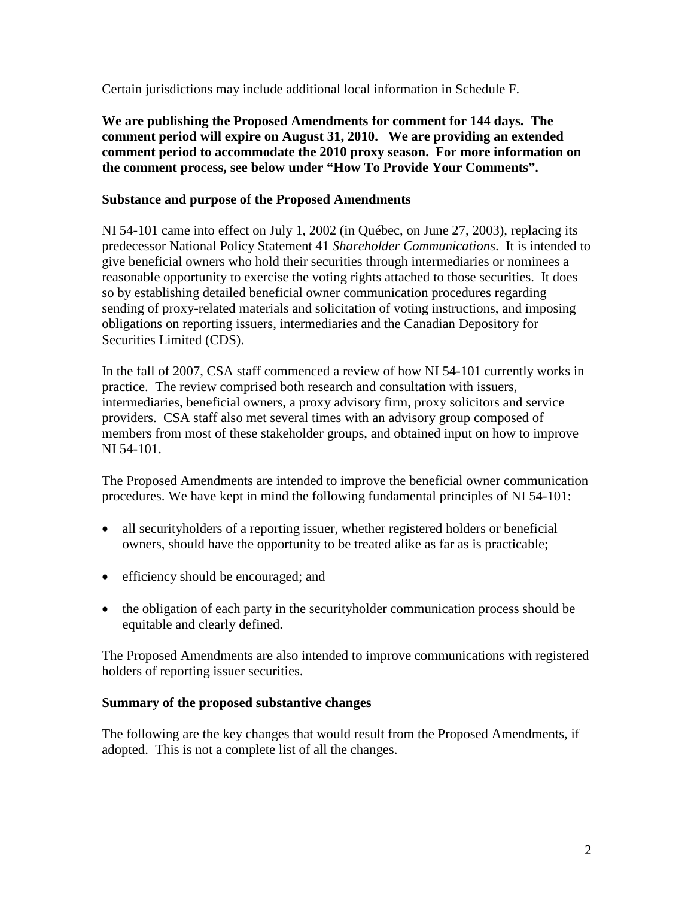Certain jurisdictions may include additional local information in Schedule F.

**We are publishing the Proposed Amendments for comment for 144 days. The comment period will expire on August 31, 2010. We are providing an extended comment period to accommodate the 2010 proxy season. For more information on the comment process, see below under "How To Provide Your Comments".**

**Substance and purpose of the Proposed Amendments**

NI 54-101 came into effect on July 1, 2002 (in Québec, on June 27, 2003), replacing its predecessor National Policy Statement 41 *Shareholder Communications*. It is intended to give beneficial owners who hold their securities through intermediaries or nominees a reasonable opportunity to exercise the voting rights attached to those securities. It does so by establishing detailed beneficial owner communication procedures regarding sending of proxy-related materials and solicitation of voting instructions, and imposing obligations on reporting issuers, intermediaries and the Canadian Depository for Securities Limited (CDS).

In the fall of 2007, CSA staff commenced a review of how NI 54-101 currently works in practice. The review comprised both research and consultation with issuers, intermediaries, beneficial owners, a proxy advisory firm, proxy solicitors and service providers. CSA staff also met several times with an advisory group composed of members from most of these stakeholder groups, and obtained input on how to improve NI 54-101.

The Proposed Amendments are intended to improve the beneficial owner communication procedures. We have kept in mind the following fundamental principles of NI 54-101:

- all securityholders of a reporting issuer, whether registered holders or beneficial owners, should have the opportunity to be treated alike as far as is practicable;
- efficiency should be encouraged; and
- the obligation of each party in the securityholder communication process should be equitable and clearly defined.

The Proposed Amendments are also intended to improve communications with registered holders of reporting issuer securities.

**Summary of the proposed substantive changes**

The following are the key changes that would result from the Proposed Amendments, if adopted. This is not a complete list of all the changes.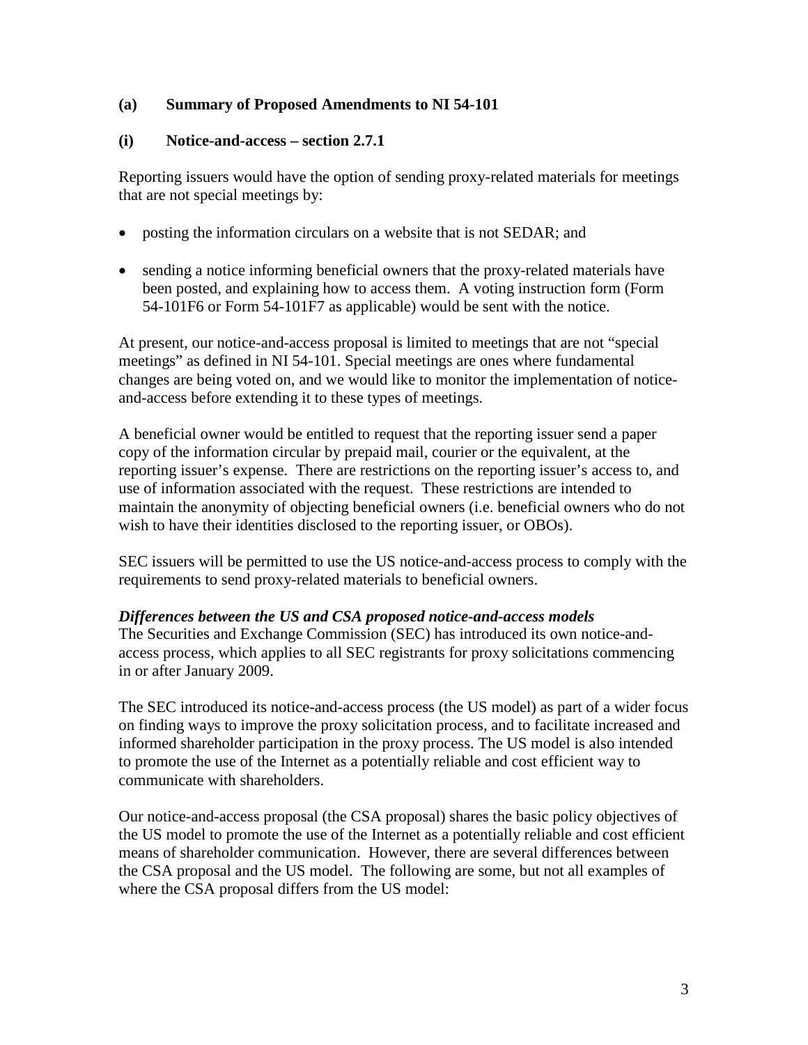### (a) Summary of Proposed Amendments to NI 54-101

#### (i) Notice-and-access – section 2.7.1

Reporting issuers would have the option of sending proxy-related materials for meetings that are not special meetings by:

- posting the information circulars on a website that is not SEDAR; and
- sending a notice informing beneficial owners that the proxy-related materials have been posted, and explaining how to access them. A voting instruction form (Form 54-101F6 or Form 54-101F7 as applicable) would be sent with the notice.

At present, our notice-and-access proposal is limited to meetings that are not "special meetings" as defined in NI 54-101. Special meetings are ones where fundamental changes are being voted on, and we would like to monitor the implementation of notice-and-access before extending it to these types of meetings.

A beneficial owner would be entitled to request that the reporting issuer send a paper copy of the information circular by prepaid mail, courier or the equivalent, at the reporting issuer's expense. There are restrictions on the reporting issuer's access to, and use of information associated with the request. These restrictions are intended to maintain the anonymity of objecting beneficial owners (i.e. beneficial owners who do not wish to have their identities disclosed to the reporting issuer, or OBOs).

SEC issuers will be permitted to use the US notice-and-access process to comply with the requirements to send proxy-related materials to beneficial owners.

***Differences between the US and CSA proposed notice-and-access models***

The Securities and Exchange Commission (SEC) has introduced its own notice-and-access process, which applies to all SEC registrants for proxy solicitations commencing in or after January 2009.

The SEC introduced its notice-and-access process (the US model) as part of a wider focus on finding ways to improve the proxy solicitation process, and to facilitate increased and informed shareholder participation in the proxy process. The US model is also intended to promote the use of the Internet as a potentially reliable and cost efficient way to communicate with shareholders.

Our notice-and-access proposal (the CSA proposal) shares the basic policy objectives of the US model to promote the use of the Internet as a potentially reliable and cost efficient means of shareholder communication. However, there are several differences between the CSA proposal and the US model. The following are some, but not all examples of where the CSA proposal differs from the US model: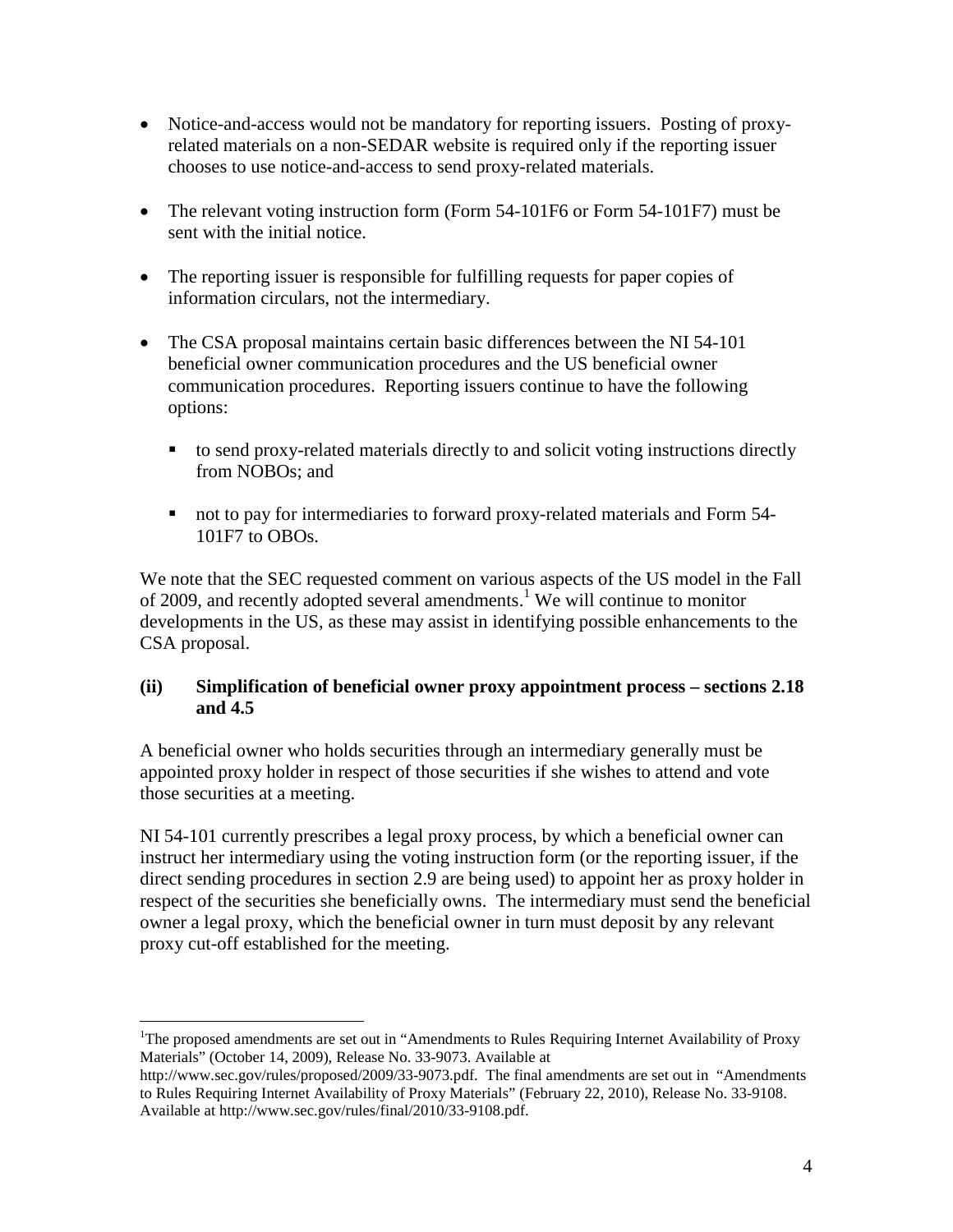- Notice-and-access would not be mandatory for reporting issuers. Posting of proxy-related materials on a non-SEDAR website is required only if the reporting issuer chooses to use notice-and-access to send proxy-related materials.

- The relevant voting instruction form (Form 54-101F6 or Form 54-101F7) must be sent with the initial notice.

- The reporting issuer is responsible for fulfilling requests for paper copies of information circulars, not the intermediary.

- The CSA proposal maintains certain basic differences between the NI 54-101 beneficial owner communication procedures and the US beneficial owner communication procedures. Reporting issuers continue to have the following options:

  - to send proxy-related materials directly to and solicit voting instructions directly from NOBOs; and

  - not to pay for intermediaries to forward proxy-related materials and Form 54-101F7 to OBOs.

We note that the SEC requested comment on various aspects of the US model in the Fall of 2009, and recently adopted several amendments.[1] We will continue to monitor developments in the US, as these may assist in identifying possible enhancements to the CSA proposal.

### (ii) Simplification of beneficial owner proxy appointment process – sections 2.18 and 4.5

A beneficial owner who holds securities through an intermediary generally must be appointed proxy holder in respect of those securities if she wishes to attend and vote those securities at a meeting.

NI 54-101 currently prescribes a legal proxy process, by which a beneficial owner can instruct her intermediary using the voting instruction form (or the reporting issuer, if the direct sending procedures in section 2.9 are being used) to appoint her as proxy holder in respect of the securities she beneficially owns. The intermediary must send the beneficial owner a legal proxy, which the beneficial owner in turn must deposit by any relevant proxy cut-off established for the meeting.

---

[1]The proposed amendments are set out in "Amendments to Rules Requiring Internet Availability of Proxy Materials" (October 14, 2009), Release No. 33-9073. Available at http://www.sec.gov/rules/proposed/2009/33-9073.pdf. The final amendments are set out in "Amendments to Rules Requiring Internet Availability of Proxy Materials" (February 22, 2010), Release No. 33-9108. Available at http://www.sec.gov/rules/final/2010/33-9108.pdf.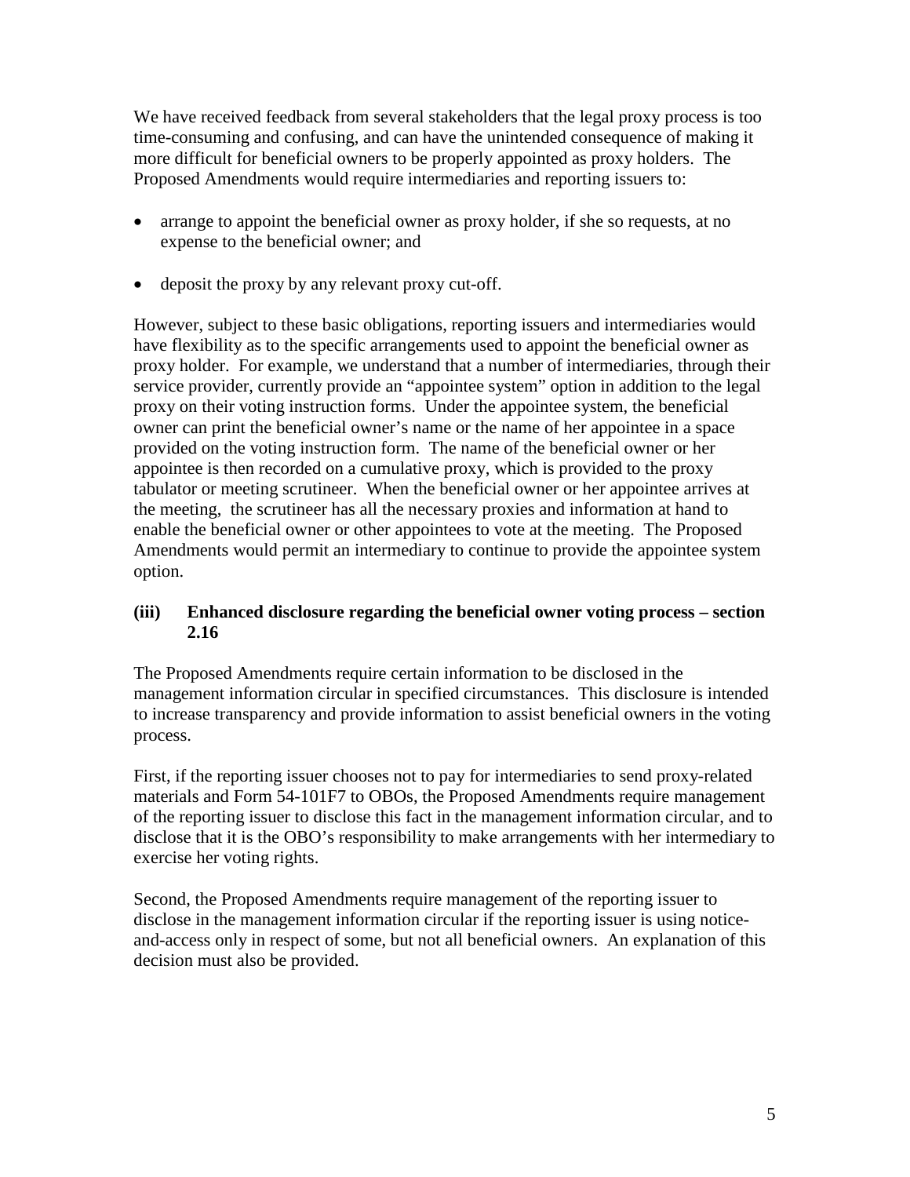We have received feedback from several stakeholders that the legal proxy process is too time-consuming and confusing, and can have the unintended consequence of making it more difficult for beneficial owners to be properly appointed as proxy holders. The Proposed Amendments would require intermediaries and reporting issuers to:

- arrange to appoint the beneficial owner as proxy holder, if she so requests, at no expense to the beneficial owner; and
- deposit the proxy by any relevant proxy cut-off.

However, subject to these basic obligations, reporting issuers and intermediaries would have flexibility as to the specific arrangements used to appoint the beneficial owner as proxy holder. For example, we understand that a number of intermediaries, through their service provider, currently provide an "appointee system" option in addition to the legal proxy on their voting instruction forms. Under the appointee system, the beneficial owner can print the beneficial owner's name or the name of her appointee in a space provided on the voting instruction form. The name of the beneficial owner or her appointee is then recorded on a cumulative proxy, which is provided to the proxy tabulator or meeting scrutineer. When the beneficial owner or her appointee arrives at the meeting, the scrutineer has all the necessary proxies and information at hand to enable the beneficial owner or other appointees to vote at the meeting. The Proposed Amendments would permit an intermediary to continue to provide the appointee system option.

### (iii) Enhanced disclosure regarding the beneficial owner voting process – section 2.16

The Proposed Amendments require certain information to be disclosed in the management information circular in specified circumstances. This disclosure is intended to increase transparency and provide information to assist beneficial owners in the voting process.

First, if the reporting issuer chooses not to pay for intermediaries to send proxy-related materials and Form 54-101F7 to OBOs, the Proposed Amendments require management of the reporting issuer to disclose this fact in the management information circular, and to disclose that it is the OBO's responsibility to make arrangements with her intermediary to exercise her voting rights.

Second, the Proposed Amendments require management of the reporting issuer to disclose in the management information circular if the reporting issuer is using notice-and-access only in respect of some, but not all beneficial owners. An explanation of this decision must also be provided.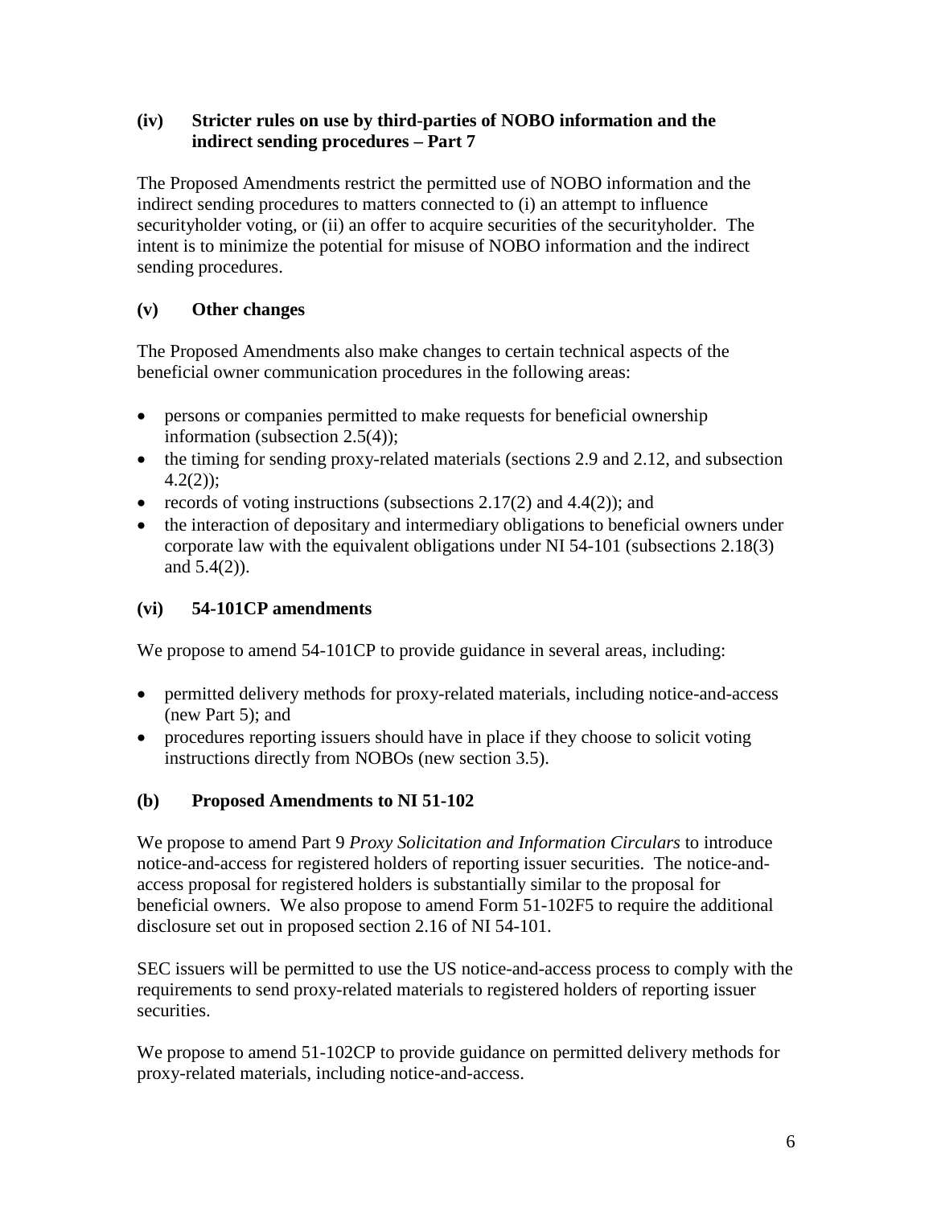### (iv) Stricter rules on use by third-parties of NOBO information and the indirect sending procedures – Part 7

The Proposed Amendments restrict the permitted use of NOBO information and the indirect sending procedures to matters connected to (i) an attempt to influence securityholder voting, or (ii) an offer to acquire securities of the securityholder. The intent is to minimize the potential for misuse of NOBO information and the indirect sending procedures.

### (v) Other changes

The Proposed Amendments also make changes to certain technical aspects of the beneficial owner communication procedures in the following areas:

- persons or companies permitted to make requests for beneficial ownership information (subsection 2.5(4));
- the timing for sending proxy-related materials (sections 2.9 and 2.12, and subsection 4.2(2));
- records of voting instructions (subsections 2.17(2) and 4.4(2)); and
- the interaction of depositary and intermediary obligations to beneficial owners under corporate law with the equivalent obligations under NI 54-101 (subsections 2.18(3) and 5.4(2)).

### (vi) 54-101CP amendments

We propose to amend 54-101CP to provide guidance in several areas, including:

- permitted delivery methods for proxy-related materials, including notice-and-access (new Part 5); and
- procedures reporting issuers should have in place if they choose to solicit voting instructions directly from NOBOs (new section 3.5).

## (b) Proposed Amendments to NI 51-102

We propose to amend Part 9 *Proxy Solicitation and Information Circulars* to introduce notice-and-access for registered holders of reporting issuer securities. The notice-and-access proposal for registered holders is substantially similar to the proposal for beneficial owners. We also propose to amend Form 51-102F5 to require the additional disclosure set out in proposed section 2.16 of NI 54-101.

SEC issuers will be permitted to use the US notice-and-access process to comply with the requirements to send proxy-related materials to registered holders of reporting issuer securities.

We propose to amend 51-102CP to provide guidance on permitted delivery methods for proxy-related materials, including notice-and-access.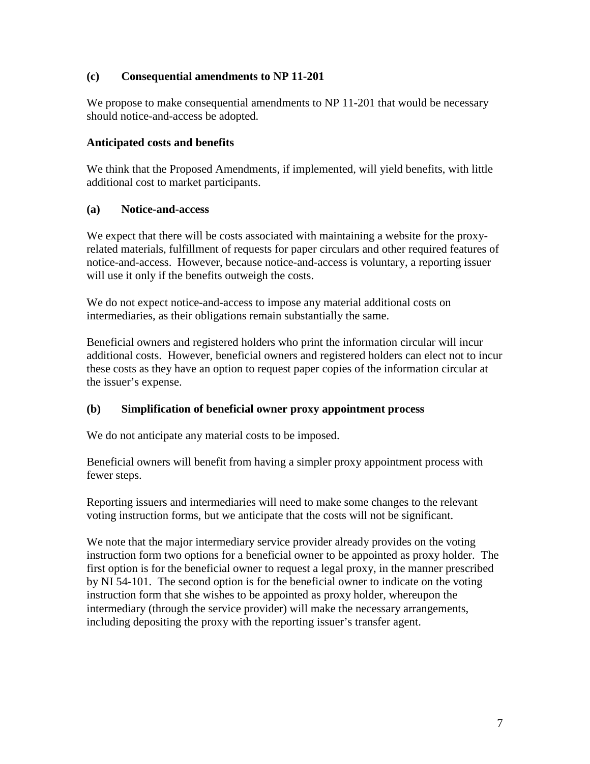### (c) Consequential amendments to NP 11-201

We propose to make consequential amendments to NP 11-201 that would be necessary should notice-and-access be adopted.

### Anticipated costs and benefits

We think that the Proposed Amendments, if implemented, will yield benefits, with little additional cost to market participants.

### (a) Notice-and-access

We expect that there will be costs associated with maintaining a website for the proxy-related materials, fulfillment of requests for paper circulars and other required features of notice-and-access. However, because notice-and-access is voluntary, a reporting issuer will use it only if the benefits outweigh the costs.

We do not expect notice-and-access to impose any material additional costs on intermediaries, as their obligations remain substantially the same.

Beneficial owners and registered holders who print the information circular will incur additional costs. However, beneficial owners and registered holders can elect not to incur these costs as they have an option to request paper copies of the information circular at the issuer's expense.

### (b) Simplification of beneficial owner proxy appointment process

We do not anticipate any material costs to be imposed.

Beneficial owners will benefit from having a simpler proxy appointment process with fewer steps.

Reporting issuers and intermediaries will need to make some changes to the relevant voting instruction forms, but we anticipate that the costs will not be significant.

We note that the major intermediary service provider already provides on the voting instruction form two options for a beneficial owner to be appointed as proxy holder. The first option is for the beneficial owner to request a legal proxy, in the manner prescribed by NI 54-101. The second option is for the beneficial owner to indicate on the voting instruction form that she wishes to be appointed as proxy holder, whereupon the intermediary (through the service provider) will make the necessary arrangements, including depositing the proxy with the reporting issuer's transfer agent.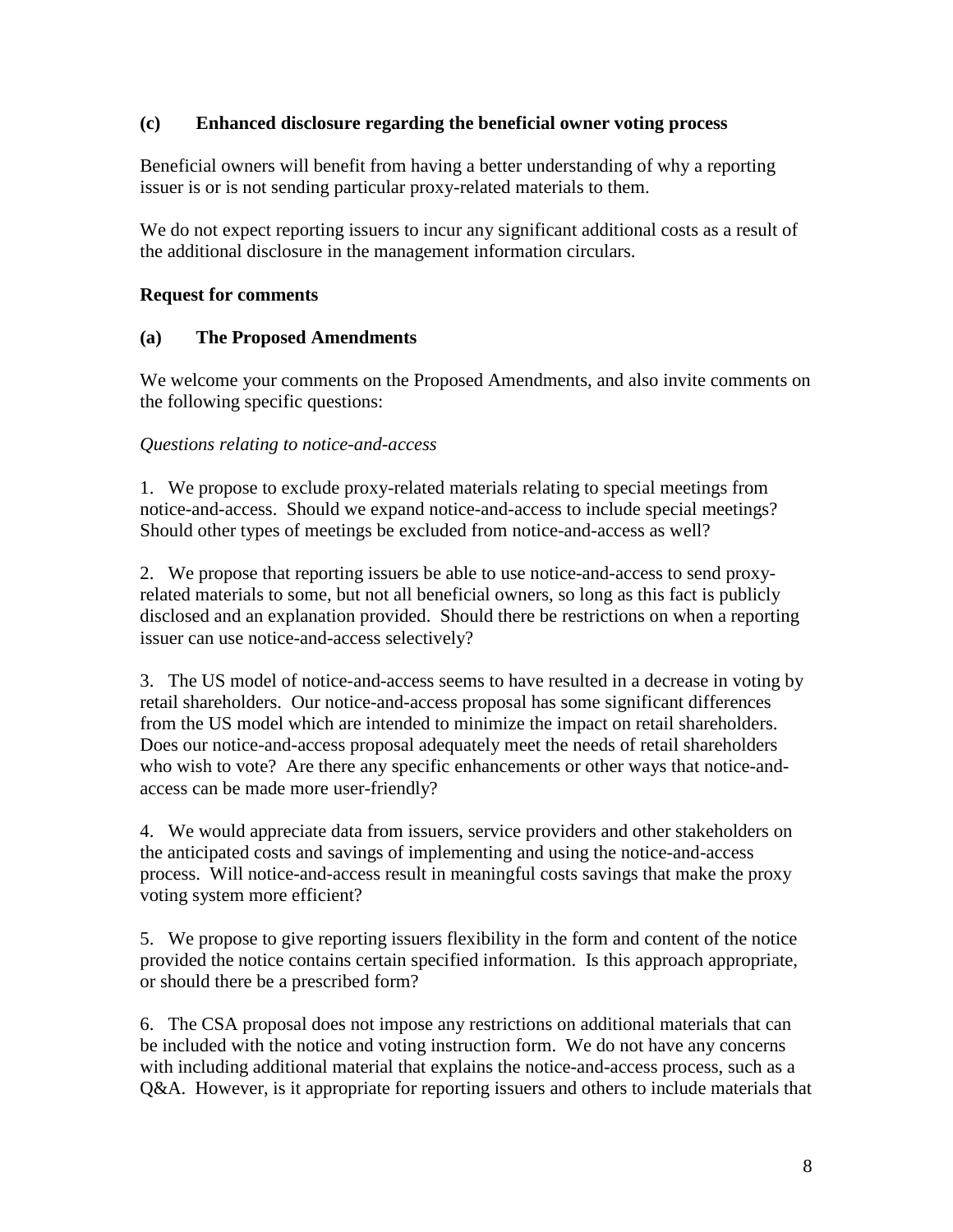**(c) Enhanced disclosure regarding the beneficial owner voting process**

Beneficial owners will benefit from having a better understanding of why a reporting issuer is or is not sending particular proxy-related materials to them.

We do not expect reporting issuers to incur any significant additional costs as a result of the additional disclosure in the management information circulars.

**Request for comments**

**(a) The Proposed Amendments**

We welcome your comments on the Proposed Amendments, and also invite comments on the following specific questions:

*Questions relating to notice-and-access*

1. We propose to exclude proxy-related materials relating to special meetings from notice-and-access. Should we expand notice-and-access to include special meetings? Should other types of meetings be excluded from notice-and-access as well?

2. We propose that reporting issuers be able to use notice-and-access to send proxy-related materials to some, but not all beneficial owners, so long as this fact is publicly disclosed and an explanation provided. Should there be restrictions on when a reporting issuer can use notice-and-access selectively?

3. The US model of notice-and-access seems to have resulted in a decrease in voting by retail shareholders. Our notice-and-access proposal has some significant differences from the US model which are intended to minimize the impact on retail shareholders. Does our notice-and-access proposal adequately meet the needs of retail shareholders who wish to vote? Are there any specific enhancements or other ways that notice-and-access can be made more user-friendly?

4. We would appreciate data from issuers, service providers and other stakeholders on the anticipated costs and savings of implementing and using the notice-and-access process. Will notice-and-access result in meaningful costs savings that make the proxy voting system more efficient?

5. We propose to give reporting issuers flexibility in the form and content of the notice provided the notice contains certain specified information. Is this approach appropriate, or should there be a prescribed form?

6. The CSA proposal does not impose any restrictions on additional materials that can be included with the notice and voting instruction form. We do not have any concerns with including additional material that explains the notice-and-access process, such as a Q&A. However, is it appropriate for reporting issuers and others to include materials that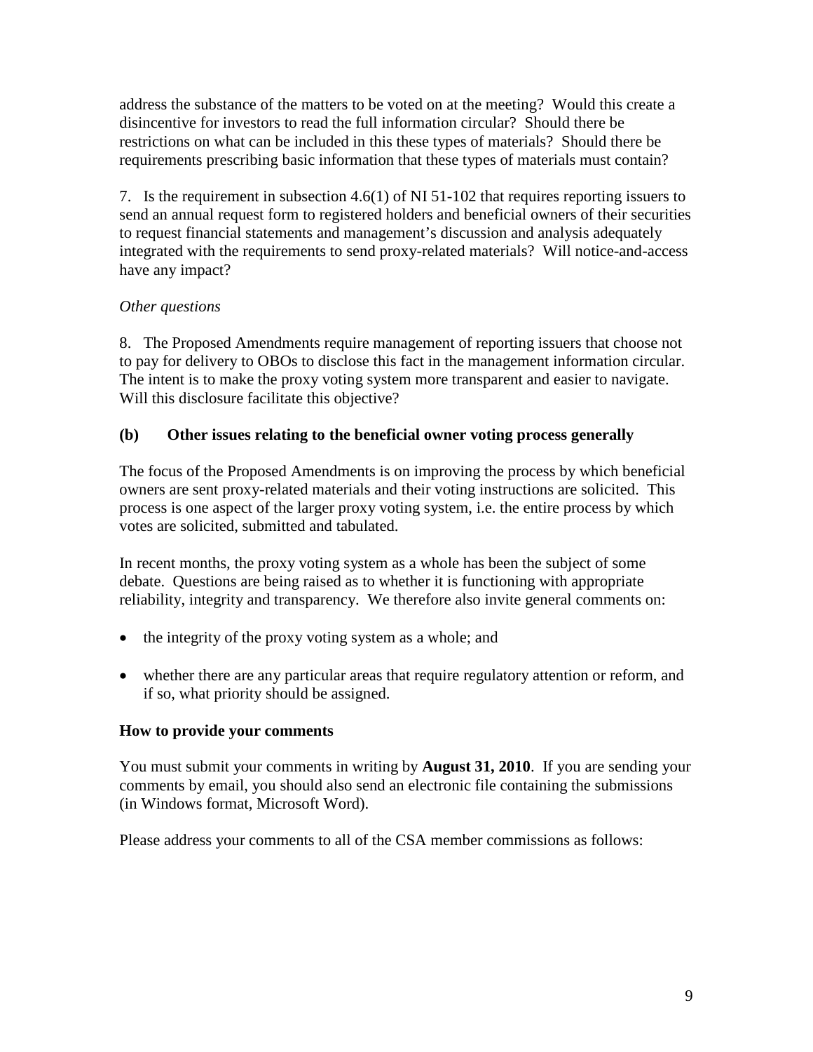address the substance of the matters to be voted on at the meeting? Would this create a disincentive for investors to read the full information circular? Should there be restrictions on what can be included in this these types of materials? Should there be requirements prescribing basic information that these types of materials must contain?

7. Is the requirement in subsection 4.6(1) of NI 51-102 that requires reporting issuers to send an annual request form to registered holders and beneficial owners of their securities to request financial statements and management's discussion and analysis adequately integrated with the requirements to send proxy-related materials? Will notice-and-access have any impact?

*Other questions*

8. The Proposed Amendments require management of reporting issuers that choose not to pay for delivery to OBOs to disclose this fact in the management information circular. The intent is to make the proxy voting system more transparent and easier to navigate. Will this disclosure facilitate this objective?

### (b) Other issues relating to the beneficial owner voting process generally

The focus of the Proposed Amendments is on improving the process by which beneficial owners are sent proxy-related materials and their voting instructions are solicited. This process is one aspect of the larger proxy voting system, i.e. the entire process by which votes are solicited, submitted and tabulated.

In recent months, the proxy voting system as a whole has been the subject of some debate. Questions are being raised as to whether it is functioning with appropriate reliability, integrity and transparency. We therefore also invite general comments on:

- the integrity of the proxy voting system as a whole; and
- whether there are any particular areas that require regulatory attention or reform, and if so, what priority should be assigned.

### How to provide your comments

You must submit your comments in writing by **August 31, 2010**. If you are sending your comments by email, you should also send an electronic file containing the submissions (in Windows format, Microsoft Word).

Please address your comments to all of the CSA member commissions as follows: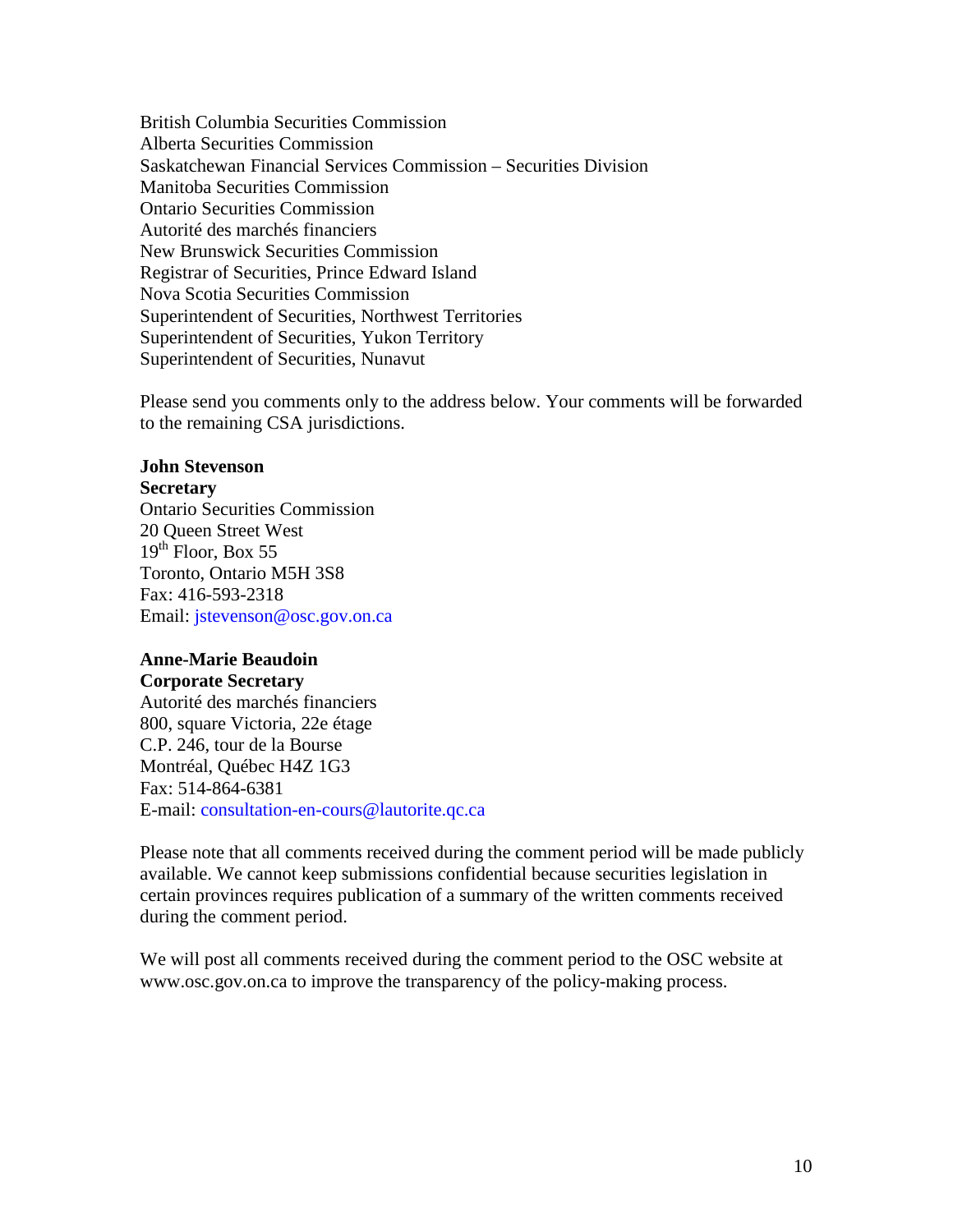British Columbia Securities Commission
Alberta Securities Commission
Saskatchewan Financial Services Commission – Securities Division
Manitoba Securities Commission
Ontario Securities Commission
Autorité des marchés financiers
New Brunswick Securities Commission
Registrar of Securities, Prince Edward Island
Nova Scotia Securities Commission
Superintendent of Securities, Northwest Territories
Superintendent of Securities, Yukon Territory
Superintendent of Securities, Nunavut

Please send you comments only to the address below. Your comments will be forwarded to the remaining CSA jurisdictions.

**John Stevenson**
**Secretary**
Ontario Securities Commission
20 Queen Street West
19th Floor, Box 55
Toronto, Ontario M5H 3S8
Fax: 416-593-2318
Email: jstevenson@osc.gov.on.ca

**Anne-Marie Beaudoin**
**Corporate Secretary**
Autorité des marchés financiers
800, square Victoria, 22e étage
C.P. 246, tour de la Bourse
Montréal, Québec H4Z 1G3
Fax: 514-864-6381
E-mail: consultation-en-cours@lautorite.qc.ca

Please note that all comments received during the comment period will be made publicly available. We cannot keep submissions confidential because securities legislation in certain provinces requires publication of a summary of the written comments received during the comment period.

We will post all comments received during the comment period to the OSC website at www.osc.gov.on.ca to improve the transparency of the policy-making process.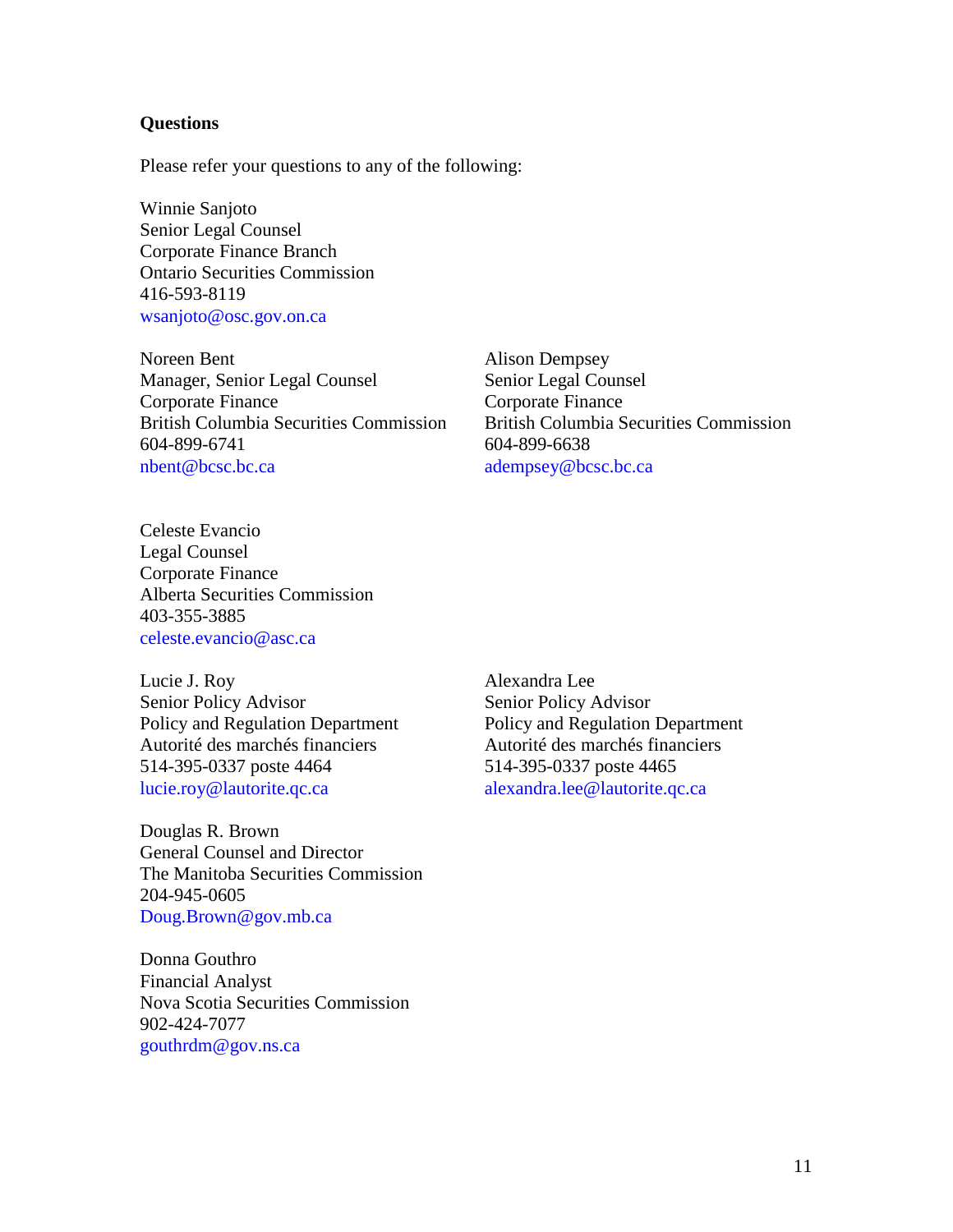**Questions**

Please refer your questions to any of the following:

Winnie Sanjoto
Senior Legal Counsel
Corporate Finance Branch
Ontario Securities Commission
416-593-8119
wsanjoto@osc.gov.on.ca

Noreen Bent
Manager, Senior Legal Counsel
Corporate Finance
British Columbia Securities Commission
604-899-6741
nbent@bcsc.bc.ca

Alison Dempsey
Senior Legal Counsel
Corporate Finance
British Columbia Securities Commission
604-899-6638
adempsey@bcsc.bc.ca

Celeste Evancio
Legal Counsel
Corporate Finance
Alberta Securities Commission
403-355-3885
celeste.evancio@asc.ca

Lucie J. Roy
Senior Policy Advisor
Policy and Regulation Department
Autorité des marchés financiers
514-395-0337 poste 4464
lucie.roy@lautorite.qc.ca

Alexandra Lee
Senior Policy Advisor
Policy and Regulation Department
Autorité des marchés financiers
514-395-0337 poste 4465
alexandra.lee@lautorite.qc.ca

Douglas R. Brown
General Counsel and Director
The Manitoba Securities Commission
204-945-0605
Doug.Brown@gov.mb.ca

Donna Gouthro
Financial Analyst
Nova Scotia Securities Commission
902-424-7077
gouthrdm@gov.ns.ca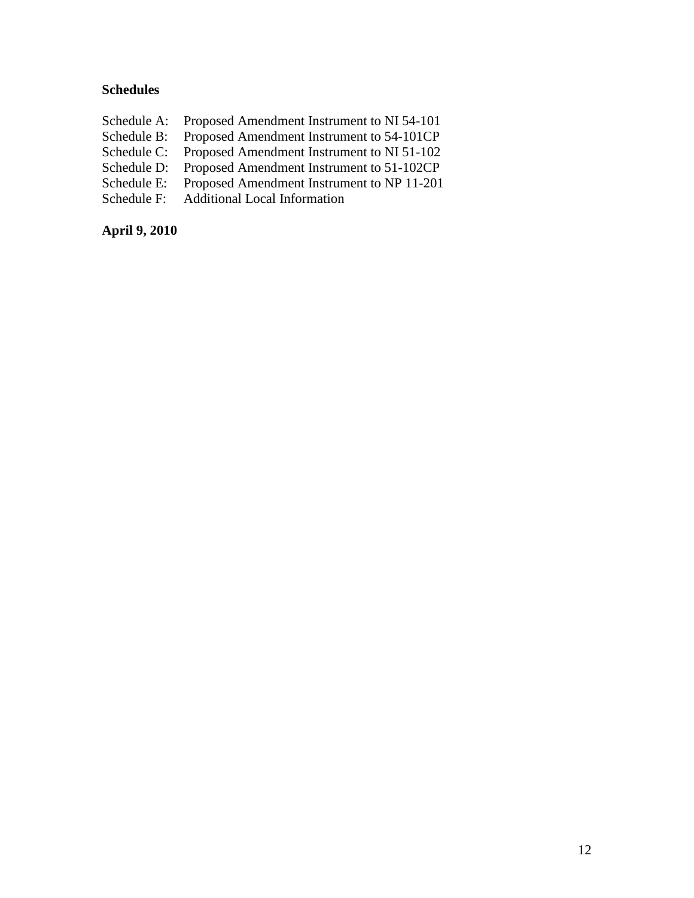**Schedules**

Schedule A: Proposed Amendment Instrument to NI 54-101
Schedule B: Proposed Amendment Instrument to 54-101CP
Schedule C: Proposed Amendment Instrument to NI 51-102
Schedule D: Proposed Amendment Instrument to 51-102CP
Schedule E: Proposed Amendment Instrument to NP 11-201
Schedule F: Additional Local Information

**April 9, 2010**